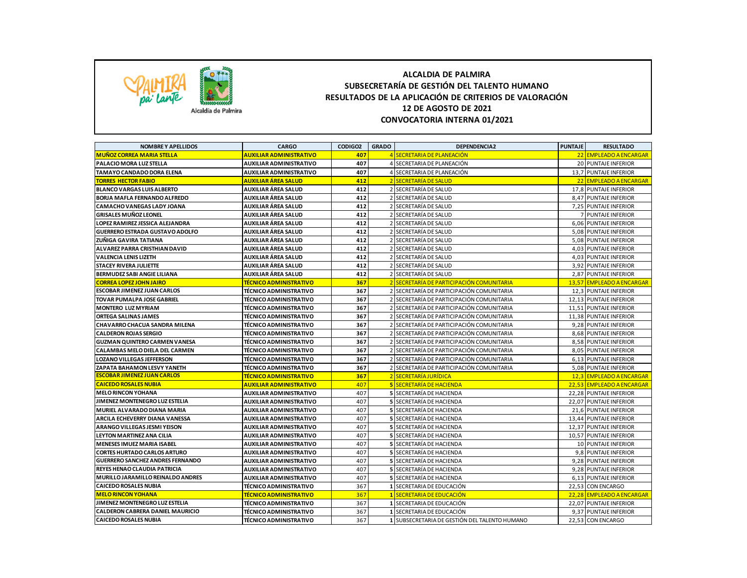**ALCALDIA DE PALMIRA**

**SUBSECRETARÍA DE GESTIÓN DEL TALENTO HUMANO**

**RESULTADOS DE LA APLICACIÓN DE CRITERIOS DE VALORACIÓN**

**12 DE AGOSTO DE 2021**

**CONVOCATORIA INTERNA 01/2021**

| NOMBRE Y APELLIDOS | CARGO | CODIGO2 | GRADO | DEPENDENCIA2 | PUNTAJE | RESULTADO |
|---|---|---|---|---|---|---|
| MUÑOZ CORREA MARIA STELLA | AUXILIAR ADMINISTRATIVO | 407 | 4 | SECRETARIA DE PLANEACIÓN | 22 | EMPLEADO A ENCARGAR |
| PALACIO MORA LUZ STELLA | AUXILIAR ADMINISTRATIVO | 407 | 4 | SECRETARIA DE PLANEACIÓN | 20 | PUNTAJE INFERIOR |
| TAMAYO CANDADO DORA ELENA | AUXILIAR ADMINISTRATIVO | 407 | 4 | SECRETARIA DE PLANEACIÓN | 13,7 | PUNTAJE INFERIOR |
| TORRES HECTOR FABIO | AUXILIAR ÁREA SALUD | 412 | 2 | SECRETARÍA DE SALUD | 22 | EMPLEADO A ENCARGAR |
| BLANCO VARGAS LUIS ALBERTO | AUXILIAR ÁREA SALUD | 412 | 2 | SECRETARÍA DE SALUD | 17,8 | PUNTAJE INFERIOR |
| BORJA MAFLA FERNANDO ALFREDO | AUXILIAR ÁREA SALUD | 412 | 2 | SECRETARÍA DE SALUD | 8,47 | PUNTAJE INFERIOR |
| CAMACHO VANEGAS LADY JOANA | AUXILIAR ÁREA SALUD | 412 | 2 | SECRETARÍA DE SALUD | 7,25 | PUNTAJE INFERIOR |
| GRISALES MUÑOZ LEONEL | AUXILIAR ÁREA SALUD | 412 | 2 | SECRETARÍA DE SALUD | 7 | PUNTAJE INFERIOR |
| LOPEZ RAMIREZ JESSICA ALEJANDRA | AUXILIAR ÁREA SALUD | 412 | 2 | SECRETARÍA DE SALUD | 6,06 | PUNTAJE INFERIOR |
| GUERRERO ESTRADA GUSTAVO ADOLFO | AUXILIAR ÁREA SALUD | 412 | 2 | SECRETARÍA DE SALUD | 5,08 | PUNTAJE INFERIOR |
| ZUÑIGA GAVIRA TATIANA | AUXILIAR ÁREA SALUD | 412 | 2 | SECRETARÍA DE SALUD | 5,08 | PUNTAJE INFERIOR |
| ALVAREZ PARRA CRISTHIAN DAVID | AUXILIAR ÁREA SALUD | 412 | 2 | SECRETARÍA DE SALUD | 4,03 | PUNTAJE INFERIOR |
| VALENCIA LENIS LIZETH | AUXILIAR ÁREA SALUD | 412 | 2 | SECRETARÍA DE SALUD | 4,03 | PUNTAJE INFERIOR |
| STACEY RIVERA JULIETTE | AUXILIAR ÁREA SALUD | 412 | 2 | SECRETARÍA DE SALUD | 3,92 | PUNTAJE INFERIOR |
| BERMUDEZ SABI ANGIE LILIANA | AUXILIAR ÁREA SALUD | 412 | 2 | SECRETARÍA DE SALUD | 2,87 | PUNTAJE INFERIOR |
| CORREA LOPEZ JOHN JAIRO | TÉCNICO ADMINISTRATIVO | 367 | 2 | SECRETARÍA DE PARTICIPACIÓN COMUNITARIA | 13,57 | EMPLEADO A ENCARGAR |
| ESCOBAR JIMENEZ JUAN CARLOS | TÉCNICO ADMINISTRATIVO | 367 | 2 | SECRETARÍA DE PARTICIPACIÓN COMUNITARIA | 12,3 | PUNTAJE INFERIOR |
| TOVAR PUMALPA JOSE GABRIEL | TÉCNICO ADMINISTRATIVO | 367 | 2 | SECRETARÍA DE PARTICIPACIÓN COMUNITARIA | 12,13 | PUNTAJE INFERIOR |
| MONTERO LUZ MYRIAM | TÉCNICO ADMINISTRATIVO | 367 | 2 | SECRETARÍA DE PARTICIPACIÓN COMUNITARIA | 11,51 | PUNTAJE INFERIOR |
| ORTEGA SALINAS JAMES | TÉCNICO ADMINISTRATIVO | 367 | 2 | SECRETARÍA DE PARTICIPACIÓN COMUNITARIA | 11,38 | PUNTAJE INFERIOR |
| CHAVARRO CHACUA SANDRA MILENA | TÉCNICO ADMINISTRATIVO | 367 | 2 | SECRETARÍA DE PARTICIPACIÓN COMUNITARIA | 9,28 | PUNTAJE INFERIOR |
| CALDERON ROJAS SERGIO | TÉCNICO ADMINISTRATIVO | 367 | 2 | SECRETARÍA DE PARTICIPACIÓN COMUNITARIA | 8,68 | PUNTAJE INFERIOR |
| GUZMAN QUINTERO CARMEN VANESA | TÉCNICO ADMINISTRATIVO | 367 | 2 | SECRETARÍA DE PARTICIPACIÓN COMUNITARIA | 8,58 | PUNTAJE INFERIOR |
| CALAMBAS MELO DIELA DEL CARMEN | TÉCNICO ADMINISTRATIVO | 367 | 2 | SECRETARÍA DE PARTICIPACIÓN COMUNITARIA | 8,05 | PUNTAJE INFERIOR |
| LOZANO VILLEGAS JEFFERSON | TÉCNICO ADMINISTRATIVO | 367 | 2 | SECRETARÍA DE PARTICIPACIÓN COMUNITARIA | 6,13 | PUNTAJE INFERIOR |
| ZAPATA BAHAMON LESVY YANETH | TÉCNICO ADMINISTRATIVO | 367 | 2 | SECRETARÍA DE PARTICIPACIÓN COMUNITARIA | 5,08 | PUNTAJE INFERIOR |
| ESCOBAR JIMENEZ JUAN CARLOS | TÉCNICO ADMINISTRATIVO | 367 | 2 | SECRETARÍA JURÍDICA | 12,3 | EMPLEADO A ENCARGAR |
| CAICEDO ROSALES NUBIA | AUXILIAR ADMINISTRATIVO | 407 | 5 | SECRETARÍA DE HACIENDA | 22,53 | EMPLEADO A ENCARGAR |
| MELO RINCON YOHANA | AUXILIAR ADMINISTRATIVO | 407 | 5 | SECRETARÍA DE HACIENDA | 22,28 | PUNTAJE INFERIOR |
| JIMENEZ MONTENEGRO LUZ ESTELIA | AUXILIAR ADMINISTRATIVO | 407 | 5 | SECRETARÍA DE HACIENDA | 22,07 | PUNTAJE INFERIOR |
| MURIEL ALVARADO DIANA MARIA | AUXILIAR ADMINISTRATIVO | 407 | 5 | SECRETARÍA DE HACIENDA | 21,6 | PUNTAJE INFERIOR |
| ARCILA ECHEVERRY DIANA VANESSA | AUXILIAR ADMINISTRATIVO | 407 | 5 | SECRETARÍA DE HACIENDA | 13,44 | PUNTAJE INFERIOR |
| ARANGO VILLEGAS JESMI YEISON | AUXILIAR ADMINISTRATIVO | 407 | 5 | SECRETARÍA DE HACIENDA | 12,37 | PUNTAJE INFERIOR |
| LEYTON MARTINEZ ANA CILIA | AUXILIAR ADMINISTRATIVO | 407 | 5 | SECRETARÍA DE HACIENDA | 10,57 | PUNTAJE INFERIOR |
| MENESES IMUEZ MARIA ISABEL | AUXILIAR ADMINISTRATIVO | 407 | 5 | SECRETARÍA DE HACIENDA | 10 | PUNTAJE INFERIOR |
| CORTES HURTADO CARLOS ARTURO | AUXILIAR ADMINISTRATIVO | 407 | 5 | SECRETARÍA DE HACIENDA | 9,8 | PUNTAJE INFERIOR |
| GUERRERO SANCHEZ ANDRES FERNANDO | AUXILIAR ADMINISTRATIVO | 407 | 5 | SECRETARÍA DE HACIENDA | 9,28 | PUNTAJE INFERIOR |
| REYES HENAO CLAUDIA PATRICIA | AUXILIAR ADMINISTRATIVO | 407 | 5 | SECRETARÍA DE HACIENDA | 9,28 | PUNTAJE INFERIOR |
| MURILLO JARAMILLO REINALDO ANDRES | AUXILIAR ADMINISTRATIVO | 407 | 5 | SECRETARÍA DE HACIENDA | 6,13 | PUNTAJE INFERIOR |
| CAICEDO ROSALES NUBIA | TÉCNICO ADMINISTRATIVO | 367 | 1 | SECRETARIA DE EDUCACIÓN | 22,53 | CON ENCARGO |
| MELO RINCON YOHANA | TÉCNICO ADMINISTRATIVO | 367 | 1 | SECRETARIA DE EDUCACIÓN | 22,28 | EMPLEADO A ENCARGAR |
| JIMENEZ MONTENEGRO LUZ ESTELIA | TÉCNICO ADMINISTRATIVO | 367 | 1 | SECRETARIA DE EDUCACIÓN | 22,07 | PUNTAJE INFERIOR |
| CALDERON CABRERA DANIEL MAURICIO | TÉCNICO ADMINISTRATIVO | 367 | 1 | SECRETARIA DE EDUCACIÓN | 9,37 | PUNTAJE INFERIOR |
| CAICEDO ROSALES NUBIA | TÉCNICO ADMINISTRATIVO | 367 | 1 | SUBSECRETARIA DE GESTIÓN DEL TALENTO HUMANO | 22,53 | CON ENCARGO |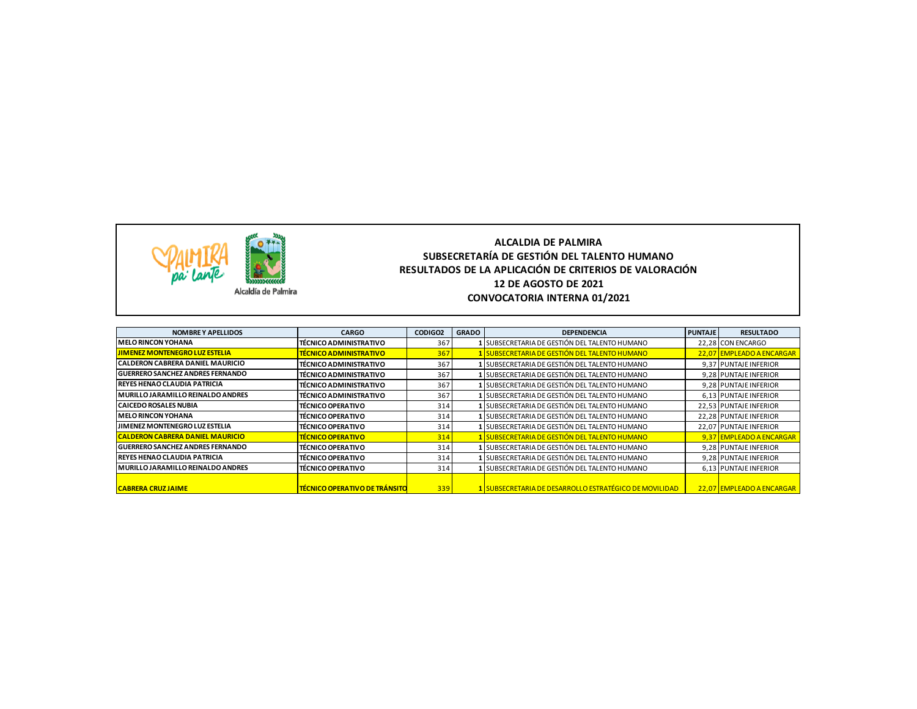**ALCALDIA DE PALMIRA**
**SUBSECRETARÍA DE GESTIÓN DEL TALENTO HUMANO**
**RESULTADOS DE LA APLICACIÓN DE CRITERIOS DE VALORACIÓN**
**12 DE AGOSTO DE 2021**
**CONVOCATORIA INTERNA 01/2021**

| NOMBRE Y APELLIDOS | CARGO | CODIGO2 | GRADO | DEPENDENCIA | PUNTAJE | RESULTADO |
|---|---|---|---|---|---|---|
| MELO RINCON YOHANA | TÉCNICO ADMINISTRATIVO | 367 | 1 | SUBSECRETARIA DE GESTIÓN DEL TALENTO HUMANO | 22,28 | CON ENCARGO |
| JIMENEZ MONTENEGRO LUZ ESTELIA | TÉCNICO ADMINISTRATIVO | 367 | 1 | SUBSECRETARIA DE GESTIÓN DEL TALENTO HUMANO | 22,07 | EMPLEADO A ENCARGAR |
| CALDERON CABRERA DANIEL MAURICIO | TÉCNICO ADMINISTRATIVO | 367 | 1 | SUBSECRETARIA DE GESTIÓN DEL TALENTO HUMANO | 9,37 | PUNTAJE INFERIOR |
| GUERRERO SANCHEZ ANDRES FERNANDO | TÉCNICO ADMINISTRATIVO | 367 | 1 | SUBSECRETARIA DE GESTIÓN DEL TALENTO HUMANO | 9,28 | PUNTAJE INFERIOR |
| REYES HENAO CLAUDIA PATRICIA | TÉCNICO ADMINISTRATIVO | 367 | 1 | SUBSECRETARIA DE GESTIÓN DEL TALENTO HUMANO | 9,28 | PUNTAJE INFERIOR |
| MURILLO JARAMILLO REINALDO ANDRES | TÉCNICO ADMINISTRATIVO | 367 | 1 | SUBSECRETARIA DE GESTIÓN DEL TALENTO HUMANO | 6,13 | PUNTAJE INFERIOR |
| CAICEDO ROSALES NUBIA | TÉCNICO OPERATIVO | 314 | 1 | SUBSECRETARIA DE GESTIÓN DEL TALENTO HUMANO | 22,53 | PUNTAJE INFERIOR |
| MELO RINCON YOHANA | TÉCNICO OPERATIVO | 314 | 1 | SUBSECRETARIA DE GESTIÓN DEL TALENTO HUMANO | 22,28 | PUNTAJE INFERIOR |
| JIMENEZ MONTENEGRO LUZ ESTELIA | TÉCNICO OPERATIVO | 314 | 1 | SUBSECRETARIA DE GESTIÓN DEL TALENTO HUMANO | 22,07 | PUNTAJE INFERIOR |
| CALDERON CABRERA DANIEL MAURICIO | TÉCNICO OPERATIVO | 314 | 1 | SUBSECRETARIA DE GESTIÓN DEL TALENTO HUMANO | 9,37 | EMPLEADO A ENCARGAR |
| GUERRERO SANCHEZ ANDRES FERNANDO | TÉCNICO OPERATIVO | 314 | 1 | SUBSECRETARIA DE GESTIÓN DEL TALENTO HUMANO | 9,28 | PUNTAJE INFERIOR |
| REYES HENAO CLAUDIA PATRICIA | TÉCNICO OPERATIVO | 314 | 1 | SUBSECRETARIA DE GESTIÓN DEL TALENTO HUMANO | 9,28 | PUNTAJE INFERIOR |
| MURILLO JARAMILLO REINALDO ANDRES | TÉCNICO OPERATIVO | 314 | 1 | SUBSECRETARIA DE GESTIÓN DEL TALENTO HUMANO | 6,13 | PUNTAJE INFERIOR |
| CABRERA CRUZ JAIME | TÉCNICO OPERATIVO DE TRÁNSITO | 339 | 1 | SUBSECRETARIA DE DESARROLLO ESTRATÉGICO DE MOVILIDAD | 22,07 | EMPLEADO A ENCARGAR |